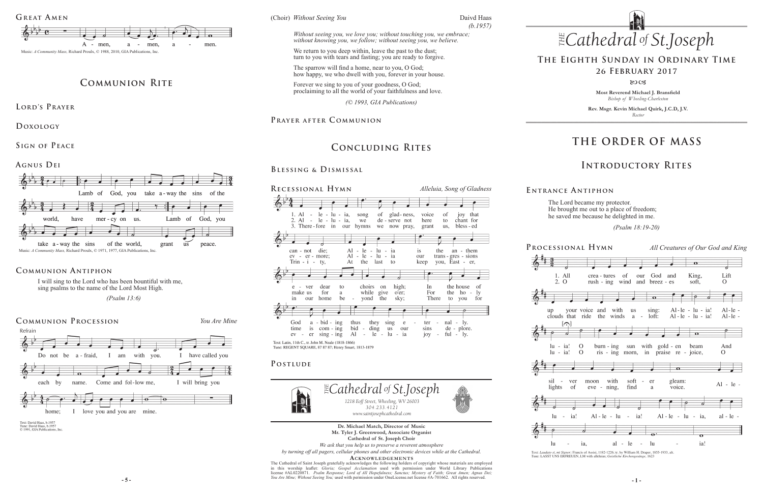## Great Amen

A - men, a - men, a - men.

Music: *A Community Mass,* Richard Proulx, © 1988, 2010, GIA Publications, Inc.

# Communion Rite

## Lord's Prayer

## Doxology

## Sign of Peace

## Agnus Dei

Lamb of God, you take a-way the sins of the world, have mer-cy on us. Lamb of God, you take a-way the sins of the world, grant us peace.

Music: *A Community Mass,* Richard Proulx, © 1971, 1977, GIA Publications, Inc.

## Communion Antiphon

I will sing to the Lord who has been bountiful with me,
sing psalms to the name of the Lord Most High.

*(Psalm 13:6)*

## Communion Procession

*You Are Mine*

Refrain

Do not be a-fraid, I am with you. I have called you each by name. Come and fol-low me, I will bring you home; I love you and you are mine.

Text: David Haas, b.1957
Tune: David Haas, b.1957
© 1991, GIA Publications, Inc.

(Choir) *Without Seeing You* Daivd Haas *(b.1957)*

*Without seeing you, we love you; without touching you, we embrace; without knowing you, we follow; without seeing you, we believe.*

We return to you deep within, leave the past to the dust;
turn to you with tears and fasting; you are ready to forgive.

The sparrow will find a home, near to you, O God;
how happy, we who dwell with you, forever in your house.

Forever we sing to you of your goodness, O God;
proclaiming to all the world of your faithfulness and love.

*(© 1993, GIA Publications)*

## Prayer after Communion

# Concluding Rites

## Blessing & Dismissal

## Recessional Hymn

*Alleluia, Song of Gladness*

1. Al - le - lu - ia, song of glad-ness, voice of joy that can - not die; Al - le - lu - ia is the an - them e - ver dear to choirs on high; In the house of God a - bid - ing thus they sing e - ter - nal - ly.
2. Al - le - lu - ia, we de - serve not here to chant for ev - er - more; Al - le - lu - ia our trans-gres - sions make us for a while give o'er; For the ho - ly time is com - ing bid - ding us our sins de - plore.
3. There-fore in our hymns we now pray, grant us, bless-ed Trin - i - ty, At the last to keep you, East - er, in our home be - yond the sky; There to you for ev - er sing - ing Al - le - lu - ia joy - ful - ly.

Text: Latin, 11th C., tr. John M. Neale (1818-1866)
Tune: REGENT SQUARE, 87 87 87; Henry Smart, 1813-1879

## Postlude

The Cathedral of St. Joseph

1218 Eoff Street, Wheeling, WV 26003
304.233.4121
www.saintjosephcathedral.com

**Dr. Michael Match, Director of Music**
**Mr. Tyler J. Greenwood, Associate Organist**
**Cathedral of St. Joseph Choir**

*We ask that you help us to preserve a reverent atmosphere by turning off all pagers, cellular phones and other electronic devices while at the Cathedral.*

**Acknowledgements**

The Cathedral of Saint Joseph gratefully acknowledges the following holders of copyright whose materials are employed in this worship leaflet: *Gloria; Gospel Acclamation* used with permission under World Library Publications license #AL0220871. *Psalm Response; Lord of All Hopefulness; Sanctus; Mystery of Faith; Great Amen; Agnus Dei; You Are Mine; Without Seeing You;* used with permission under OneLicense.net license #A-701662. All rights reserved.

The Cathedral of St. Joseph

**The Eighth Sunday in Ordinary Time**
**26 February 2017**

**Most Reverend Michael J. Bransfield**
*Bishop of Wheeling-Charleston*

**Rev. Msgr. Kevin Michael Quirk, J.C.D, J.V.**
*Rector*

# The Order of Mass

# Introductory Rites

## Entrance Antiphon

The Lord became my protector.
He brought me out to a place of freedom;
he saved me because he delighted in me.

*(Psalm 18:19-20)*

## Processional Hymn

*All Creatures of Our God and King*

1. All crea - tures of our God and King, Lift up your voice and with us sing: Al - le - lu - ia! Al - le - lu - ia! O burn - ing sun with gold - en beam And sil - ver moon with soft - er gleam: Al - le - lu - ia! Al - le - lu - ia! Al - le - lu - ia, al - le - lu - ia, al - le - lu - ia!
2. O rush - ing wind and breez - es soft, O clouds that ride the winds a - loft: Al - le - lu - ia! Al - le - lu - ia! O ris - ing morn, in praise re - joice, O lights of eve - ning, find a voice.

Text: *Laudato si, mi Signor;* Francis of Assisi, 1182-1226; tr. by William H. Draper, 1855-1933, alt.
Tune: LASST UNS ERFREUEN, LM with alleluias; *Geistliche Kirchengesänge,* 1623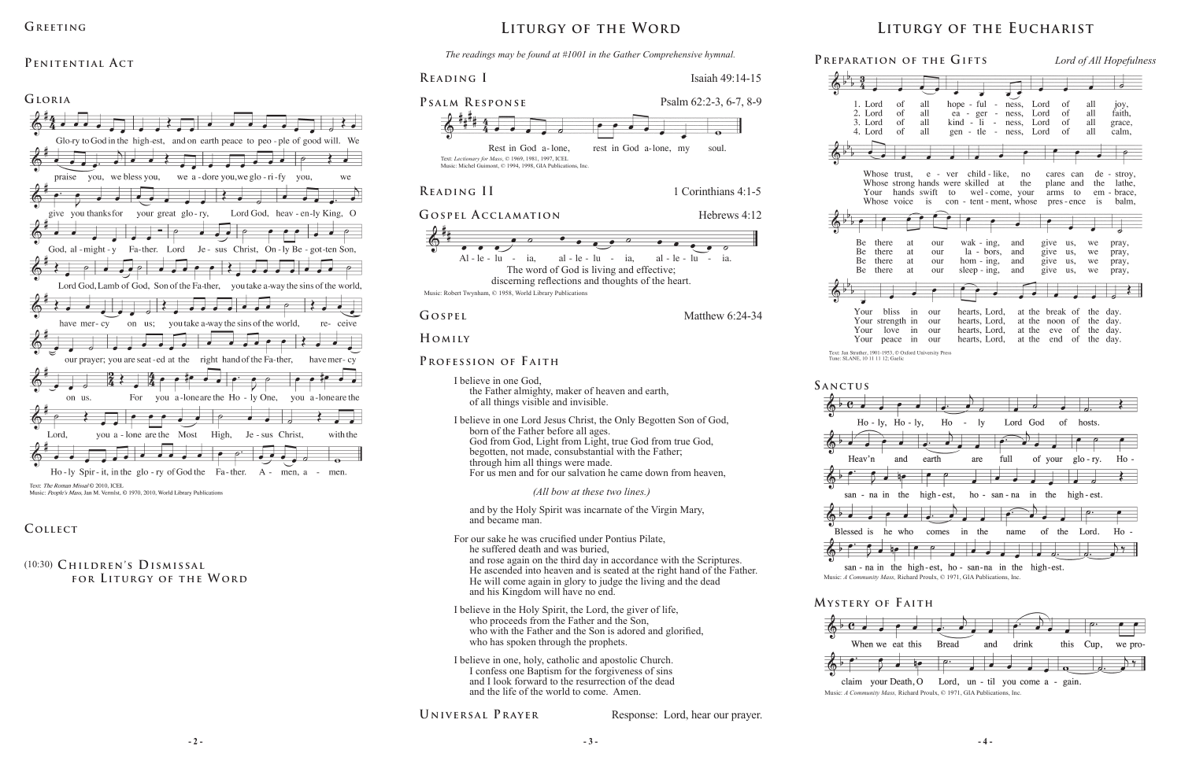## Greeting

## Penitential Act

## Gloria

Glo-ry to God in the high-est, and on earth peace to peo-ple of good will. We praise you, we bless you, we a-dore you, we glo-ri-fy you, we give you thanks for your great glo-ry, Lord God, heav-en-ly King, O God, al-might-y Fa-ther. Lord Je-sus Christ, On-ly Be-got-ten Son, Lord God, Lamb of God, Son of the Fa-ther, you take a-way the sins of the world, have mer-cy on us; you take a-way the sins of the world, re-ceive our prayer; you are seat-ed at the right hand of the Fa-ther, have mer-cy on us. For you a-lone are the Ho-ly One, you a-lone are the Lord, you a-lone are the Most High, Je-sus Christ, with the Ho-ly Spir-it, in the glo-ry of God the Fa-ther. A-men, a-men.

Text: *The Roman Missal* © 2010, ICEL
Music: *People's Mass*, Jan M. Vermulst, © 1970, 2010, World Library Publications

## Collect

## (10:30) Children's Dismissal for Liturgy of the Word

# Liturgy of the Word

*The readings may be found at #1001 in the Gather Comprehensive hymnal.*

## Reading I
Isaiah 49:14-15

## Psalm Response
Psalm 62:2-3, 6-7, 8-9

Rest in God a-lone, rest in God a-lone, my soul.

Text: *Lectionary for Mass*, © 1969, 1981, 1997, ICEL
Music: Michel Guimont, © 1994, 1998, GIA Publications, Inc.

## Reading II
1 Corinthians 4:1-5

## Gospel Acclamation
Hebrews 4:12

Al-le-lu-ia, al-le-lu-ia, al-le-lu-ia.

The word of God is living and effective;
discerning reflections and thoughts of the heart.

Music: Robert Twynham, © 1958, World Library Publications

## Gospel
Matthew 6:24-34

## Homily

## Profession of Faith

I believe in one God,
the Father almighty, maker of heaven and earth,
of all things visible and invisible.

I believe in one Lord Jesus Christ, the Only Begotten Son of God,
born of the Father before all ages.
God from God, Light from Light, true God from true God,
begotten, not made, consubstantial with the Father;
through him all things were made.
For us men and for our salvation he came down from heaven,

*(All bow at these two lines.)*

and by the Holy Spirit was incarnate of the Virgin Mary,
and became man.

For our sake he was crucified under Pontius Pilate,
he suffered death and was buried,
and rose again on the third day in accordance with the Scriptures.
He ascended into heaven and is seated at the right hand of the Father.
He will come again in glory to judge the living and the dead
and his Kingdom will have no end.

I believe in the Holy Spirit, the Lord, the giver of life,
who proceeds from the Father and the Son,
who with the Father and the Son is adored and glorified,
who has spoken through the prophets.

I believe in one, holy, catholic and apostolic Church.
I confess one Baptism for the forgiveness of sins
and I look forward to the resurrection of the dead
and the life of the world to come. Amen.

## Universal Prayer
Response: Lord, hear our prayer.

# Liturgy of the Eucharist

## Preparation of the Gifts
*Lord of All Hopefulness*

1. Lord of all hopefulness, Lord of all joy,
Whose trust, ever childlike, no cares can destroy,
Be there at our waking, and give us, we pray,
Your bliss in our hearts, Lord, at the break of the day.

2. Lord of all eagerness, Lord of all faith,
Whose strong hands were skilled at the plane and the lathe,
Be there at our labors, and give us, we pray,
Your strength in our hearts, Lord, at the noon of the day.

3. Lord of all kindliness, Lord of all grace,
Your hands swift to welcome, your arms to embrace,
Be there at our homing, and give us, we pray,
Your love in our hearts, Lord, at the eve of the day.

4. Lord of all gentleness, Lord of all calm,
Whose voice is contentment, whose presence is balm,
Be there at our sleeping, and give us, we pray,
Your peace in our hearts, Lord, at the end of the day.

Text: Jan Struther, 1901-1953, © Oxford University Press
Tune: SLANE, 10 11 11 12; Gaelic

## Sanctus

Ho-ly, Ho-ly, Ho-ly Lord God of hosts. Heav'n and earth are full of your glo-ry. Ho-san-na in the high-est, ho-san-na in the high-est. Blessed is he who comes in the name of the Lord. Ho-san-na in the high-est, ho-san-na in the high-est.

Music: *A Community Mass*, Richard Proulx, © 1971, GIA Publications, Inc.

## Mystery of Faith

When we eat this Bread and drink this Cup, we pro-claim your Death, O Lord, un-til you come a-gain.

Music: *A Community Mass*, Richard Proulx, © 1971, GIA Publications, Inc.